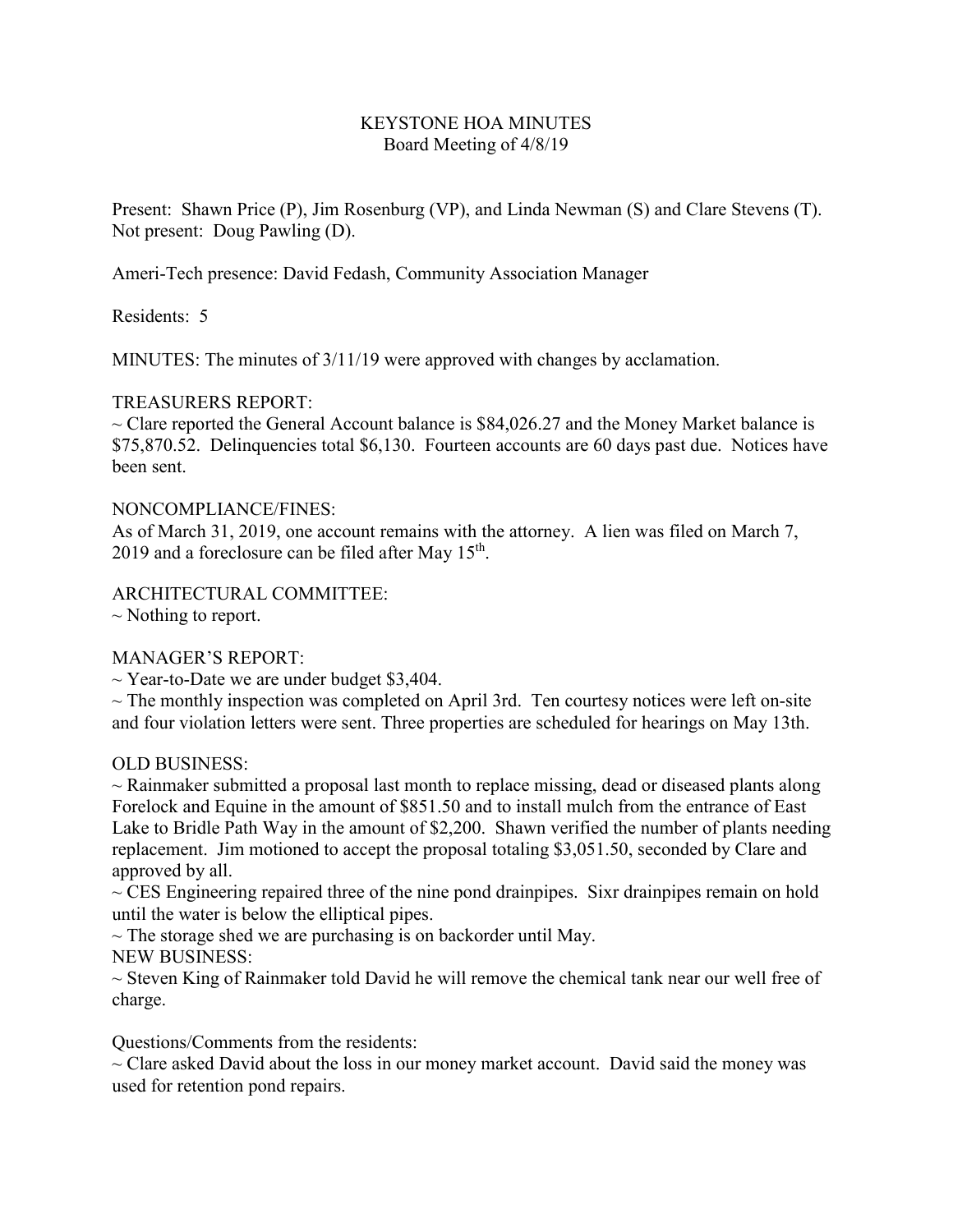# KEYSTONE HOA MINUTES

## Board Meeting of 4/8/19

Present: Shawn Price (P), Jim Rosenburg (VP), and Linda Newman (S) and Clare Stevens (T). Not present: Doug Pawling (D).

Ameri-Tech presence: David Fedash, Community Association Manager

Residents: 5

MINUTES: The minutes of 3/11/19 were approved with changes by acclamation.

TREASURERS REPORT:

~ Clare reported the General Account balance is $84,026.27 and the Money Market balance is $75,870.52. Delinquencies total $6,130. Fourteen accounts are 60 days past due. Notices have been sent.

NONCOMPLIANCE/FINES:

As of March 31, 2019, one account remains with the attorney. A lien was filed on March 7, 2019 and a foreclosure can be filed after May 15th.

ARCHITECTURAL COMMITTEE:

~ Nothing to report.

MANAGER'S REPORT:

~ Year-to-Date we are under budget $3,404.

~ The monthly inspection was completed on April 3rd. Ten courtesy notices were left on-site and four violation letters were sent. Three properties are scheduled for hearings on May 13th.

OLD BUSINESS:

~ Rainmaker submitted a proposal last month to replace missing, dead or diseased plants along Forelock and Equine in the amount of $851.50 and to install mulch from the entrance of East Lake to Bridle Path Way in the amount of $2,200. Shawn verified the number of plants needing replacement. Jim motioned to accept the proposal totaling $3,051.50, seconded by Clare and approved by all.

~ CES Engineering repaired three of the nine pond drainpipes. Sixr drainpipes remain on hold until the water is below the elliptical pipes.

~ The storage shed we are purchasing is on backorder until May.

NEW BUSINESS:

~ Steven King of Rainmaker told David he will remove the chemical tank near our well free of charge.

Questions/Comments from the residents:

~ Clare asked David about the loss in our money market account. David said the money was used for retention pond repairs.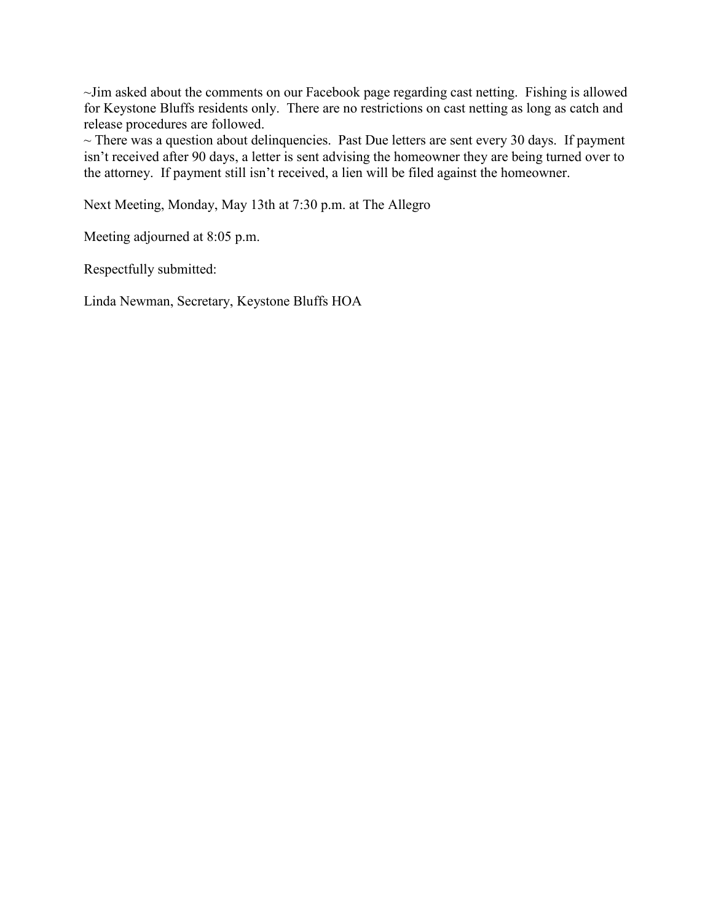~Jim asked about the comments on our Facebook page regarding cast netting. Fishing is allowed for Keystone Bluffs residents only. There are no restrictions on cast netting as long as catch and release procedures are followed.

~ There was a question about delinquencies. Past Due letters are sent every 30 days. If payment isn't received after 90 days, a letter is sent advising the homeowner they are being turned over to the attorney. If payment still isn't received, a lien will be filed against the homeowner.

Next Meeting, Monday, May 13th at 7:30 p.m. at The Allegro

Meeting adjourned at 8:05 p.m.

Respectfully submitted:

Linda Newman, Secretary, Keystone Bluffs HOA